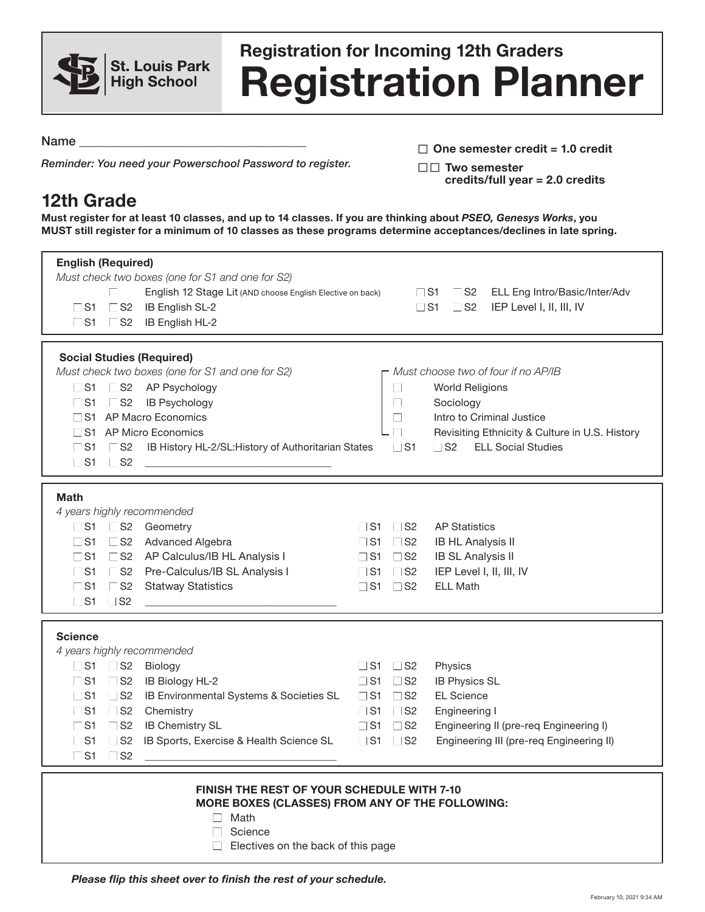# Registration for Incoming 12th Graders

# Registration Planner

St. Louis Park High School

Name ___________________________________

*Reminder: You need your Powerschool Password to register.*

☐ **One semester credit = 1.0 credit**

☐☐ **Two semester credits/full year = 2.0 credits**

## 12th Grade

**Must register for at least 10 classes, and up to 14 classes. If you are thinking about *PSEO, Genesys Works*, you MUST still register for a minimum of 10 classes as these programs determine acceptances/declines in late spring.**

### English (Required)

*Must check two boxes (one for S1 and one for S2)*

- ☐ English 12 Stage Lit (AND choose English Elective on back)
- ☐ S1 ☐ S2 IB English SL-2
- ☐ S1 ☐ S2 IB English HL-2
- ☐ S1 ☐ S2 ELL Eng Intro/Basic/Inter/Adv
- ☐ S1 ☐ S2 IEP Level I, II, III, IV

### Social Studies (Required)

*Must check two boxes (one for S1 and one for S2)*

- ☐ S1 ☐ S2 AP Psychology
- ☐ S1 ☐ S2 IB Psychology
- ☐ S1 AP Macro Economics
- ☐ S1 AP Micro Economics
- ☐ S1 ☐ S2 IB History HL-2/SL:History of Authoritarian States
- ☐ S1 ☐ S2 ___________________________________

*Must choose two of four if no AP/IB*

- ☐ World Religions
- ☐ Sociology
- ☐ Intro to Criminal Justice
- ☐ Revisiting Ethnicity & Culture in U.S. History

- ☐ S1 ☐ S2 ELL Social Studies

### Math

*4 years highly recommended*

- ☐ S1 ☐ S2 Geometry
- ☐ S1 ☐ S2 Advanced Algebra
- ☐ S1 ☐ S2 AP Calculus/IB HL Analysis I
- ☐ S1 ☐ S2 Pre-Calculus/IB SL Analysis I
- ☐ S1 ☐ S2 Statway Statistics
- ☐ S1 ☐ S2 ___________________________________
- ☐ S1 ☐ S2 AP Statistics
- ☐ S1 ☐ S2 IB HL Analysis II
- ☐ S1 ☐ S2 IB SL Analysis II
- ☐ S1 ☐ S2 IEP Level I, II, III, IV
- ☐ S1 ☐ S2 ELL Math

### Science

*4 years highly recommended*

- ☐ S1 ☐ S2 Biology
- ☐ S1 ☐ S2 IB Biology HL-2
- ☐ S1 ☐ S2 IB Environmental Systems & Societies SL
- ☐ S1 ☐ S2 Chemistry
- ☐ S1 ☐ S2 IB Chemistry SL
- ☐ S1 ☐ S2 IB Sports, Exercise & Health Science SL
- ☐ S1 ☐ S2 ___________________________________
- ☐ S1 ☐ S2 Physics
- ☐ S1 ☐ S2 IB Physics SL
- ☐ S1 ☐ S2 EL Science
- ☐ S1 ☐ S2 Engineering I
- ☐ S1 ☐ S2 Engineering II (pre-req Engineering I)
- ☐ S1 ☐ S2 Engineering III (pre-req Engineering II)

**FINISH THE REST OF YOUR SCHEDULE WITH 7-10 MORE BOXES (CLASSES) FROM ANY OF THE FOLLOWING:**

- ☐ Math
- ☐ Science
- ☐ Electives on the back of this page

***Please flip this sheet over to finish the rest of your schedule.***

February 10, 2021 9:34 AM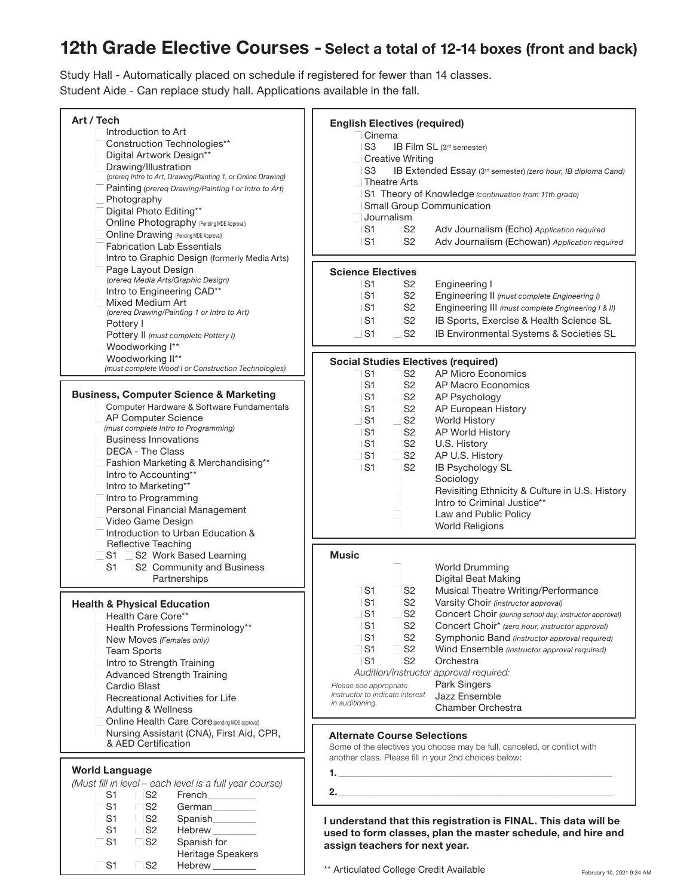# 12th Grade Elective Courses - Select a total of 12-14 boxes (front and back)

Study Hall - Automatically placed on schedule if registered for fewer than 14 classes.
Student Aide - Can replace study hall. Applications available in the fall.

### Art / Tech

- Introduction to Art
- Construction Technologies**
- Digital Artwork Design**
- Drawing/Illustration *(prereq Intro to Art, Drawing/Painting 1, or Online Drawing)*
- Painting *(prereq Drawing/Painting I or Intro to Art)*
- Photography
- Digital Photo Editing**
- Online Photography (Pending MDE Approval)
- Online Drawing (Pending MDE Approval)
- Fabrication Lab Essentials
- Intro to Graphic Design (formerly Media Arts)
- Page Layout Design *(prereq Media Arts/Graphic Design)*
- Intro to Engineering CAD**
- Mixed Medium Art *(prereq Drawing/Painting 1 or Intro to Art)*
- Pottery I
- Pottery II *(must complete Pottery I)*
- Woodworking I**
- Woodworking II** *(must complete Wood I or Construction Technologies)*

### Business, Computer Science & Marketing

- Computer Hardware & Software Fundamentals
- AP Computer Science *(must complete Intro to Programming)*
- Business Innovations
- DECA - The Class
- Fashion Marketing & Merchandising**
- Intro to Accounting**
- Intro to Marketing**
- Intro to Programming
- Personal Financial Management
- Video Game Design
- Introduction to Urban Education & Reflective Teaching
- S1 S2 Work Based Learning
- S1 S2 Community and Business Partnerships

### Health & Physical Education

- Health Care Core**
- Health Professions Terminology**
- New Moves *(Females only)*
- Team Sports
- Intro to Strength Training
- Advanced Strength Training
- Cardio Blast
- Recreational Activities for Life
- Adulting & Wellness
- Online Health Care Core (pending MDE approval)
- Nursing Assistant (CNA), First Aid, CPR, & AED Certification

### World Language

*(Must fill in level – each level is a full year course)*

- S1 S2 French_________
- S1 S2 German_________
- S1 S2 Spanish________
- S1 S2 Hebrew ________
- S1 S2 Spanish for Heritage Speakers
- S1 S2 Hebrew ________

### English Electives (required)

- Cinema
- S3 IB Film SL (3rd semester)
- Creative Writing
- S3 IB Extended Essay (3rd semester) *(zero hour, IB diploma Cand)*
- Theatre Arts
- S1 Theory of Knowledge *(continuation from 11th grade)*
- Small Group Communication
- Journalism
- S1 S2 Adv Journalism (Echo) *Application required*
- S1 S2 Adv Journalism (Echowan) *Application required*

### Science Electives

- S1 S2 Engineering I
- S1 S2 Engineering II *(must complete Engineering I)*
- S1 S2 Engineering III *(must complete Engineering I & II)*
- S1 S2 IB Sports, Exercise & Health Science SL
- S1 S2 IB Environmental Systems & Societies SL

### Social Studies Electives (required)

- S1 S2 AP Micro Economics
- S1 S2 AP Macro Economics
- S1 S2 AP Psychology
- S1 S2 AP European History
- S1 S2 World History
- S1 S2 AP World History
- S1 S2 U.S. History
- S1 S2 AP U.S. History
- S1 S2 IB Psychology SL
- Sociology
- Revisiting Ethnicity & Culture in U.S. History
- Intro to Criminal Justice**
- Law and Public Policy
- World Religions

### Music

- World Drumming
- Digital Beat Making
- S1 S2 Musical Theatre Writing/Performance
- S1 S2 Varsity Choir *(instructor approval)*
- S1 S2 Concert Choir *(during school day, instructor approval)*
- S1 S2 Concert Choir* *(zero hour, instructor approval)*
- S1 S2 Symphonic Band *(instructor approval required)*
- S1 S2 Wind Ensemble *(instructor approval required)*
- S1 S2 Orchestra

*Audition/instructor approval required:*

*Please see appropriate instructor to indicate interest in auditioning.*

- Park Singers
- Jazz Ensemble
- Chamber Orchestra

### Alternate Course Selections

Some of the electives you choose may be full, canceled, or conflict with another class. Please fill in your 2nd choices below:

**1.** ______________________________________________________

**2.** ______________________________________________________

**I understand that this registration is FINAL. This data will be used to form classes, plan the master schedule, and hire and assign teachers for next year.**

** Articulated College Credit Available

February 10, 2021 9:34 AM